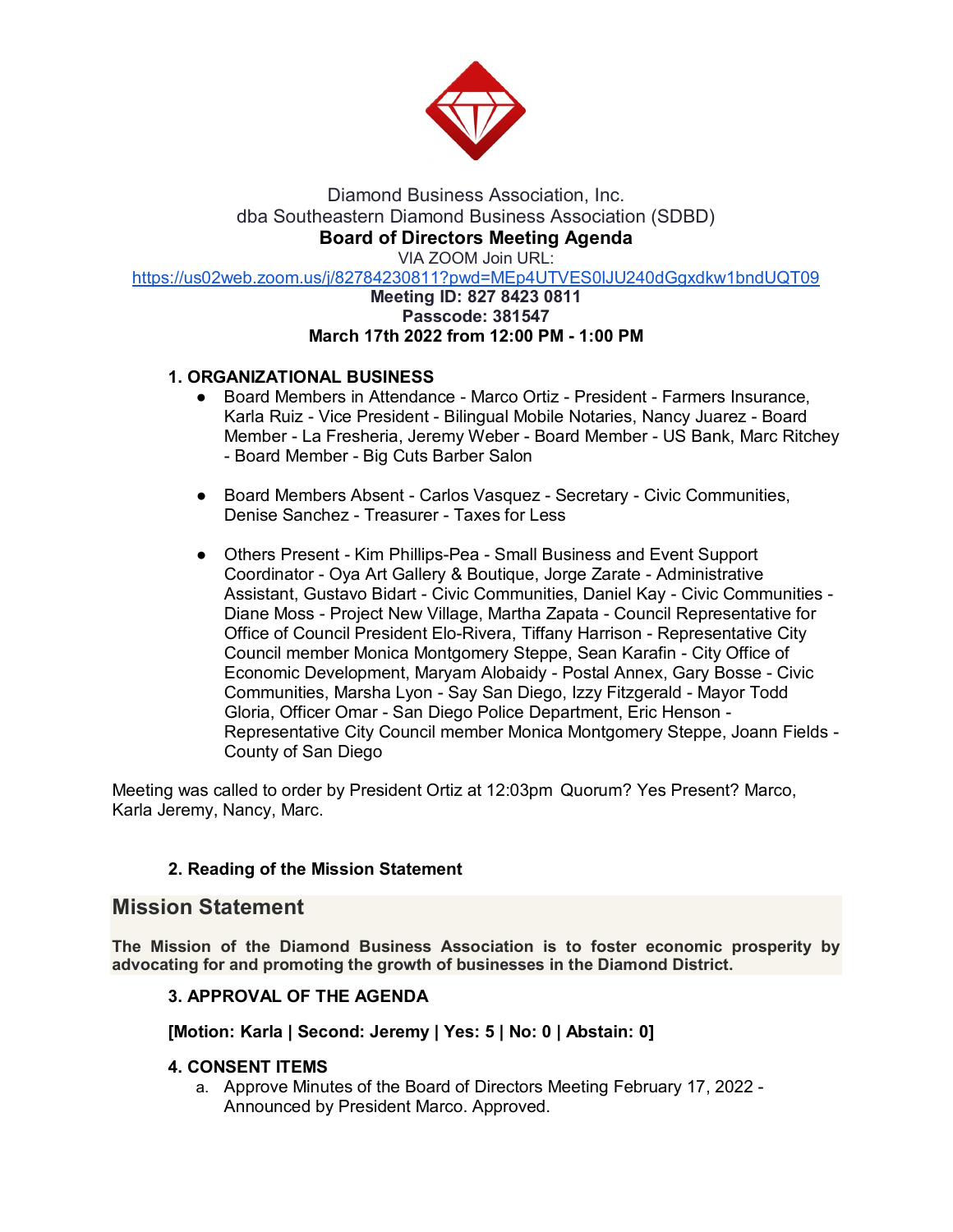Diamond Business Association, Inc.
dba Southeastern Diamond Business Association (SDBD)

**Board of Directors Meeting Agenda**

VIA ZOOM Join URL:
https://us02web.zoom.us/j/82784230811?pwd=MEp4UTVES0lJU240dGgxdkw1bndUQT09

**Meeting ID: 827 8423 0811**
**Passcode: 381547**
**March 17th 2022 from 12:00 PM - 1:00 PM**

**1. ORGANIZATIONAL BUSINESS**

- Board Members in Attendance - Marco Ortiz - President - Farmers Insurance, Karla Ruiz - Vice President - Bilingual Mobile Notaries, Nancy Juarez - Board Member - La Fresheria, Jeremy Weber - Board Member - US Bank, Marc Ritchey - Board Member - Big Cuts Barber Salon

- Board Members Absent - Carlos Vasquez - Secretary - Civic Communities, Denise Sanchez - Treasurer - Taxes for Less

- Others Present - Kim Phillips-Pea - Small Business and Event Support Coordinator - Oya Art Gallery & Boutique, Jorge Zarate - Administrative Assistant, Gustavo Bidart - Civic Communities, Daniel Kay - Civic Communities - Diane Moss - Project New Village, Martha Zapata - Council Representative for Office of Council President Elo-Rivera, Tiffany Harrison - Representative City Council member Monica Montgomery Steppe, Sean Karafin - City Office of Economic Development, Maryam Alobaidy - Postal Annex, Gary Bosse - Civic Communities, Marsha Lyon - Say San Diego, Izzy Fitzgerald - Mayor Todd Gloria, Officer Omar - San Diego Police Department, Eric Henson - Representative City Council member Monica Montgomery Steppe, Joann Fields - County of San Diego

Meeting was called to order by President Ortiz at 12:03pm Quorum? Yes Present? Marco, Karla Jeremy, Nancy, Marc.

**2. Reading of the Mission Statement**

## Mission Statement

**The Mission of the Diamond Business Association is to foster economic prosperity by advocating for and promoting the growth of businesses in the Diamond District.**

**3. APPROVAL OF THE AGENDA**

**[Motion: Karla | Second: Jeremy | Yes: 5 | No: 0 | Abstain: 0]**

**4. CONSENT ITEMS**

a. Approve Minutes of the Board of Directors Meeting February 17, 2022 - Announced by President Marco. Approved.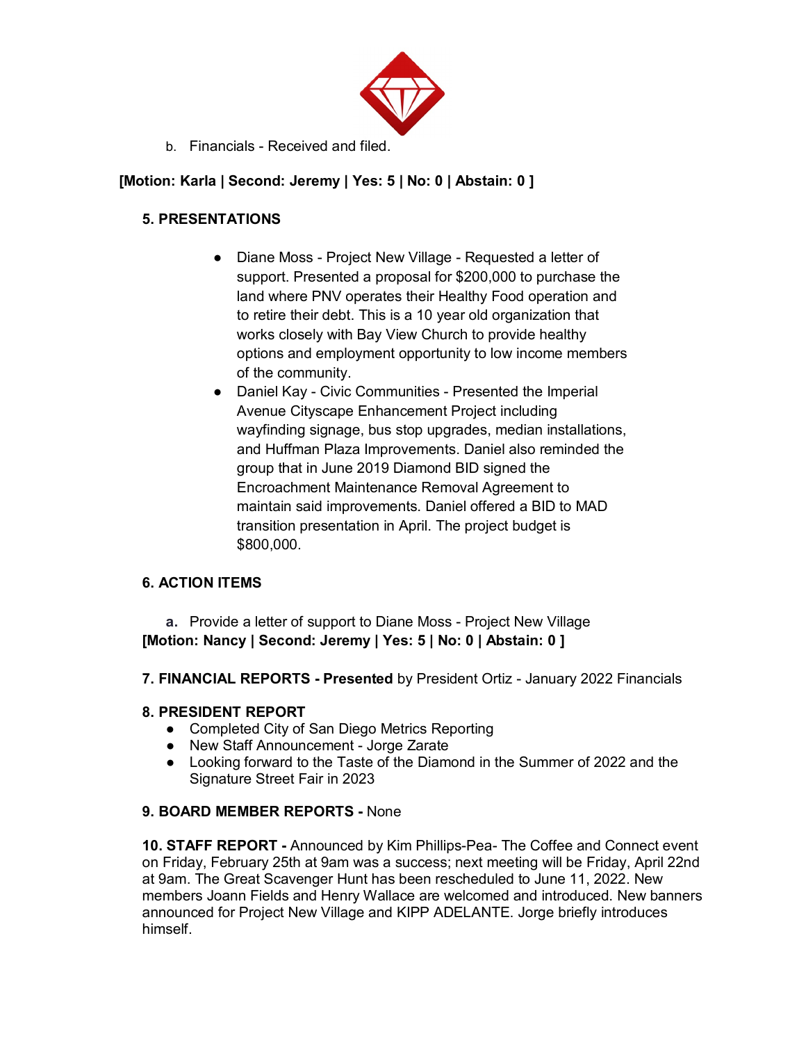b. Financials - Received and filed.

**[Motion: Karla | Second: Jeremy | Yes: 5 | No: 0 | Abstain: 0 ]**

**5. PRESENTATIONS**

- Diane Moss - Project New Village - Requested a letter of support. Presented a proposal for $200,000 to purchase the land where PNV operates their Healthy Food operation and to retire their debt. This is a 10 year old organization that works closely with Bay View Church to provide healthy options and employment opportunity to low income members of the community.
- Daniel Kay - Civic Communities - Presented the Imperial Avenue Cityscape Enhancement Project including wayfinding signage, bus stop upgrades, median installations, and Huffman Plaza Improvements. Daniel also reminded the group that in June 2019 Diamond BID signed the Encroachment Maintenance Removal Agreement to maintain said improvements. Daniel offered a BID to MAD transition presentation in April. The project budget is $800,000.

**6. ACTION ITEMS**

**a.** Provide a letter of support to Diane Moss - Project New Village
**[Motion: Nancy | Second: Jeremy | Yes: 5 | No: 0 | Abstain: 0 ]**

**7. FINANCIAL REPORTS - Presented** by President Ortiz - January 2022 Financials

**8. PRESIDENT REPORT**

- Completed City of San Diego Metrics Reporting
- New Staff Announcement - Jorge Zarate
- Looking forward to the Taste of the Diamond in the Summer of 2022 and the Signature Street Fair in 2023

**9. BOARD MEMBER REPORTS -** None

**10. STAFF REPORT -** Announced by Kim Phillips-Pea- The Coffee and Connect event on Friday, February 25th at 9am was a success; next meeting will be Friday, April 22nd at 9am. The Great Scavenger Hunt has been rescheduled to June 11, 2022. New members Joann Fields and Henry Wallace are welcomed and introduced. New banners announced for Project New Village and KIPP ADELANTE. Jorge briefly introduces himself.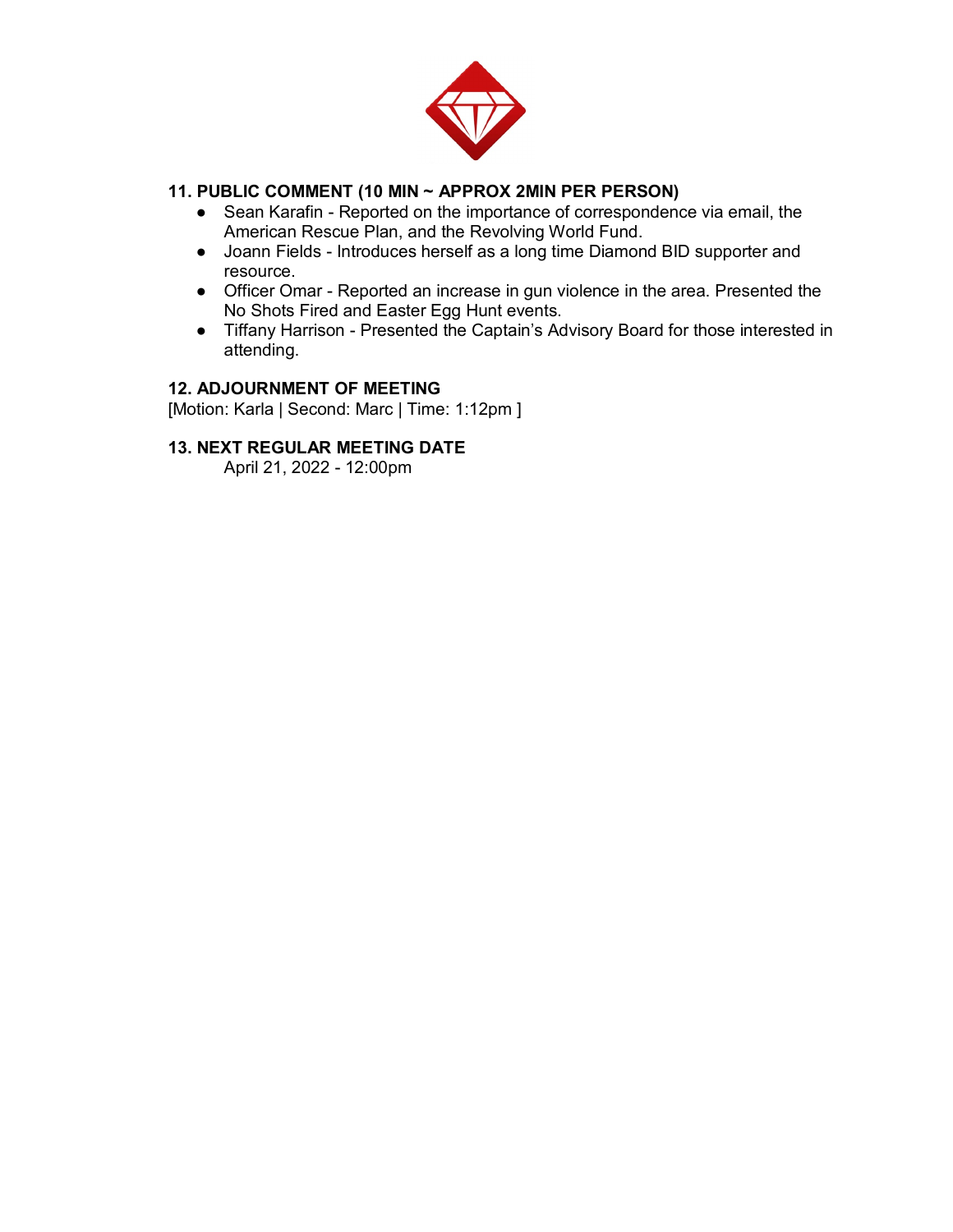## 11. PUBLIC COMMENT (10 MIN ~ APPROX 2MIN PER PERSON)

- Sean Karafin - Reported on the importance of correspondence via email, the American Rescue Plan, and the Revolving World Fund.
- Joann Fields - Introduces herself as a long time Diamond BID supporter and resource.
- Officer Omar - Reported an increase in gun violence in the area. Presented the No Shots Fired and Easter Egg Hunt events.
- Tiffany Harrison - Presented the Captain's Advisory Board for those interested in attending.

## 12. ADJOURNMENT OF MEETING

[Motion: Karla | Second: Marc | Time: 1:12pm ]

## 13. NEXT REGULAR MEETING DATE

April 21, 2022 - 12:00pm